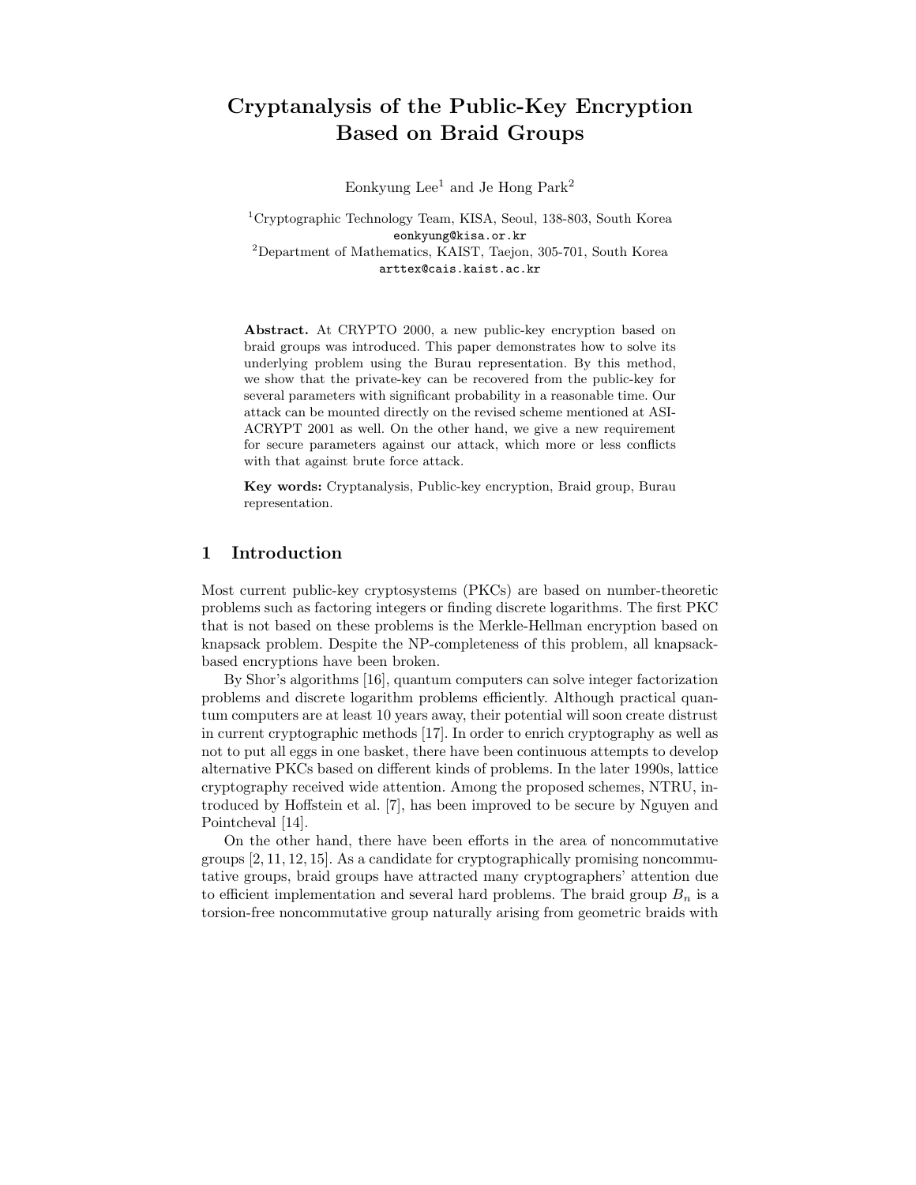# Cryptanalysis of the Public-Key Encryption Based on Braid Groups

Eonkyung Lee[1] and Je Hong Park[2]

[1]Cryptographic Technology Team, KISA, Seoul, 138-803, South Korea
eonkyung@kisa.or.kr
[2]Department of Mathematics, KAIST, Taejon, 305-701, South Korea
arttex@cais.kaist.ac.kr

**Abstract.** At CRYPTO 2000, a new public-key encryption based on braid groups was introduced. This paper demonstrates how to solve its underlying problem using the Burau representation. By this method, we show that the private-key can be recovered from the public-key for several parameters with significant probability in a reasonable time. Our attack can be mounted directly on the revised scheme mentioned at ASIACRYPT 2001 as well. On the other hand, we give a new requirement for secure parameters against our attack, which more or less conflicts with that against brute force attack.

**Key words:** Cryptanalysis, Public-key encryption, Braid group, Burau representation.

## 1 Introduction

Most current public-key cryptosystems (PKCs) are based on number-theoretic problems such as factoring integers or finding discrete logarithms. The first PKC that is not based on these problems is the Merkle-Hellman encryption based on knapsack problem. Despite the NP-completeness of this problem, all knapsack-based encryptions have been broken.

By Shor's algorithms [16], quantum computers can solve integer factorization problems and discrete logarithm problems efficiently. Although practical quantum computers are at least 10 years away, their potential will soon create distrust in current cryptographic methods [17]. In order to enrich cryptography as well as not to put all eggs in one basket, there have been continuous attempts to develop alternative PKCs based on different kinds of problems. In the later 1990s, lattice cryptography received wide attention. Among the proposed schemes, NTRU, introduced by Hoffstein et al. [7], has been improved to be secure by Nguyen and Pointcheval [14].

On the other hand, there have been efforts in the area of noncommutative groups [2, 11, 12, 15]. As a candidate for cryptographically promising noncommutative groups, braid groups have attracted many cryptographers' attention due to efficient implementation and several hard problems. The braid group $B_n$ is a torsion-free noncommutative group naturally arising from geometric braids with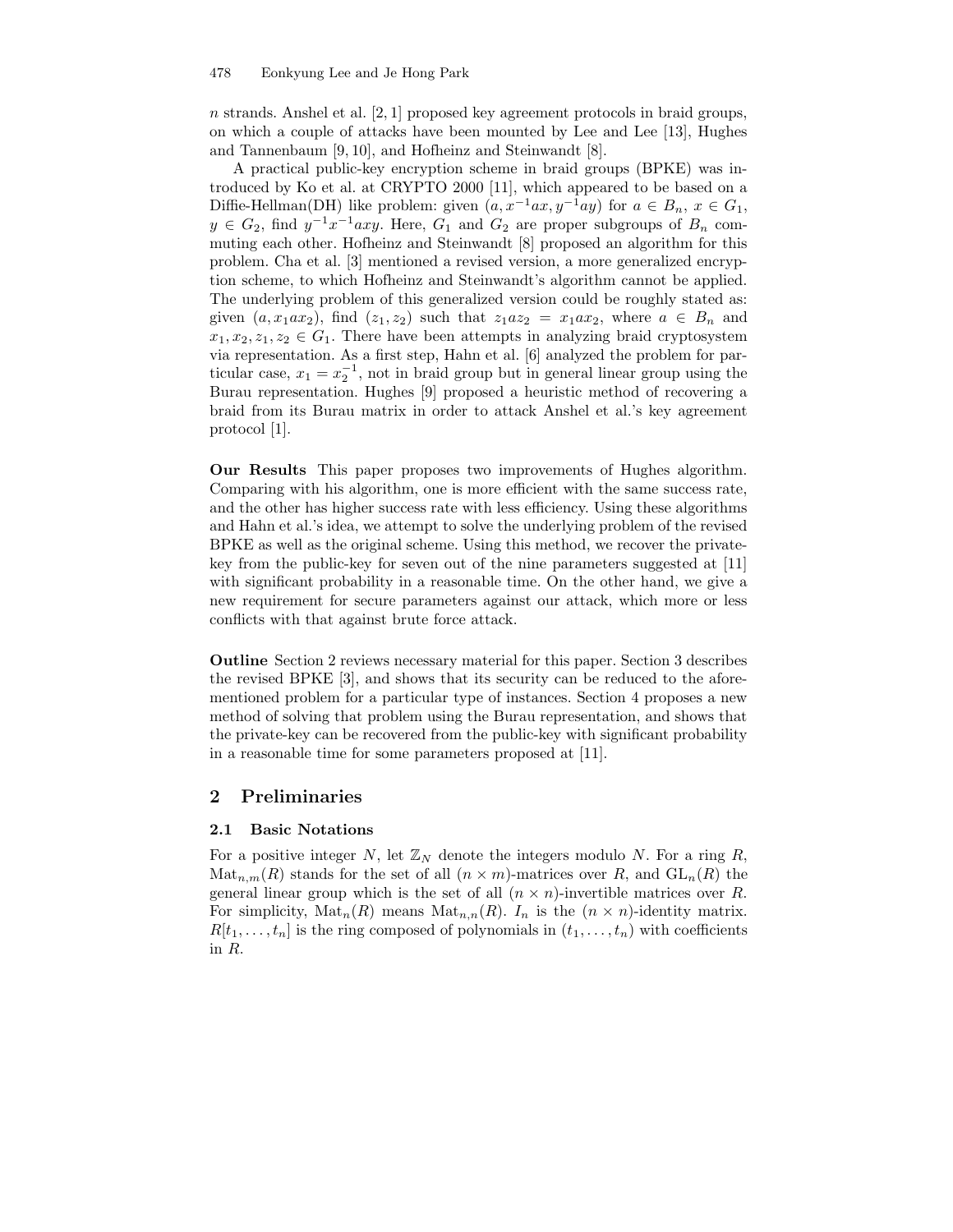$n$ strands. Anshel et al. [2, 1] proposed key agreement protocols in braid groups, on which a couple of attacks have been mounted by Lee and Lee [13], Hughes and Tannenbaum [9, 10], and Hofheinz and Steinwandt [8].

A practical public-key encryption scheme in braid groups (BPKE) was introduced by Ko et al. at CRYPTO 2000 [11], which appeared to be based on a Diffie-Hellman(DH) like problem: given $(a, x^{-1}ax, y^{-1}ay)$ for $a \in B_n$, $x \in G_1$, $y \in G_2$, find $y^{-1}x^{-1}axy$. Here, $G_1$ and $G_2$ are proper subgroups of $B_n$ commuting each other. Hofheinz and Steinwandt [8] proposed an algorithm for this problem. Cha et al. [3] mentioned a revised version, a more generalized encryption scheme, to which Hofheinz and Steinwandt's algorithm cannot be applied. The underlying problem of this generalized version could be roughly stated as: given $(a, x_1ax_2)$, find $(z_1, z_2)$ such that $z_1az_2 = x_1ax_2$, where $a \in B_n$ and $x_1, x_2, z_1, z_2 \in G_1$. There have been attempts in analyzing braid cryptosystem via representation. As a first step, Hahn et al. [6] analyzed the problem for particular case, $x_1 = x_2^{-1}$, not in braid group but in general linear group using the Burau representation. Hughes [9] proposed a heuristic method of recovering a braid from its Burau matrix in order to attack Anshel et al.'s key agreement protocol [1].

**Our Results** This paper proposes two improvements of Hughes algorithm. Comparing with his algorithm, one is more efficient with the same success rate, and the other has higher success rate with less efficiency. Using these algorithms and Hahn et al.'s idea, we attempt to solve the underlying problem of the revised BPKE as well as the original scheme. Using this method, we recover the private-key from the public-key for seven out of the nine parameters suggested at [11] with significant probability in a reasonable time. On the other hand, we give a new requirement for secure parameters against our attack, which more or less conflicts with that against brute force attack.

**Outline** Section 2 reviews necessary material for this paper. Section 3 describes the revised BPKE [3], and shows that its security can be reduced to the aforementioned problem for a particular type of instances. Section 4 proposes a new method of solving that problem using the Burau representation, and shows that the private-key can be recovered from the public-key with significant probability in a reasonable time for some parameters proposed at [11].

## 2 Preliminaries

### 2.1 Basic Notations

For a positive integer $N$, let $\mathbb{Z}_N$ denote the integers modulo $N$. For a ring $R$, $\mathrm{Mat}_{n,m}(R)$ stands for the set of all $(n \times m)$-matrices over $R$, and $\mathrm{GL}_n(R)$ the general linear group which is the set of all $(n \times n)$-invertible matrices over $R$. For simplicity, $\mathrm{Mat}_n(R)$ means $\mathrm{Mat}_{n,n}(R)$. $I_n$ is the $(n \times n)$-identity matrix. $R[t_1, \ldots, t_n]$ is the ring composed of polynomials in $(t_1, \ldots, t_n)$ with coefficients in $R$.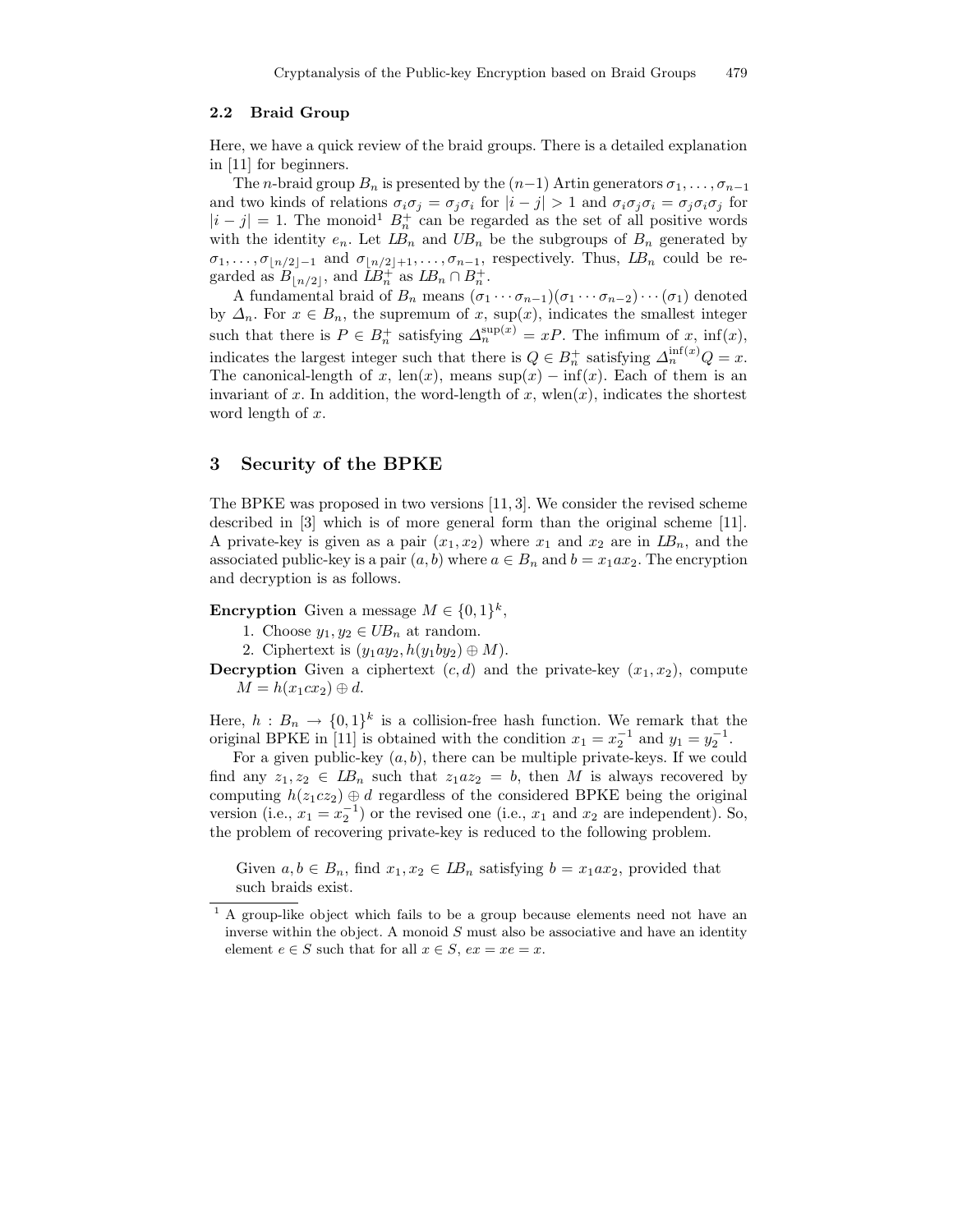### 2.2 Braid Group

Here, we have a quick review of the braid groups. There is a detailed explanation in [11] for beginners.

The $n$-braid group $B_n$ is presented by the $(n-1)$ Artin generators $\sigma_1, \ldots, \sigma_{n-1}$ and two kinds of relations $\sigma_i\sigma_j = \sigma_j\sigma_i$ for $|i-j| > 1$ and $\sigma_i\sigma_j\sigma_i = \sigma_j\sigma_i\sigma_j$ for $|i-j| = 1$. The monoid[1] $B_n^+$ can be regarded as the set of all positive words with the identity $e_n$. Let $LB_n$ and $UB_n$ be the subgroups of $B_n$ generated by $\sigma_1, \ldots, \sigma_{\lfloor n/2 \rfloor - 1}$ and $\sigma_{\lfloor n/2 \rfloor + 1}, \ldots, \sigma_{n-1}$, respectively. Thus, $LB_n$ could be regarded as $B_{\lfloor n/2 \rfloor}$, and $LB_n^+$ as $LB_n \cap B_n^+$.

A fundamental braid of $B_n$ means $(\sigma_1 \cdots \sigma_{n-1})(\sigma_1 \cdots \sigma_{n-2}) \cdots (\sigma_1)$ denoted by $\Delta_n$. For $x \in B_n$, the supremum of $x$, $\sup(x)$, indicates the smallest integer such that there is $P \in B_n^+$ satisfying $\Delta_n^{\sup(x)} = xP$. The infimum of $x$, $\inf(x)$, indicates the largest integer such that there is $Q \in B_n^+$ satisfying $\Delta_n^{\inf(x)} Q = x$. The canonical-length of $x$, $\text{len}(x)$, means $\sup(x) - \inf(x)$. Each of them is an invariant of $x$. In addition, the word-length of $x$, $\text{wlen}(x)$, indicates the shortest word length of $x$.

## 3 Security of the BPKE

The BPKE was proposed in two versions [11, 3]. We consider the revised scheme described in [3] which is of more general form than the original scheme [11]. A private-key is given as a pair $(x_1, x_2)$ where $x_1$ and $x_2$ are in $LB_n$, and the associated public-key is a pair $(a, b)$ where $a \in B_n$ and $b = x_1 a x_2$. The encryption and decryption is as follows.

**Encryption** Given a message $M \in \{0, 1\}^k$,

1. Choose $y_1, y_2 \in UB_n$ at random.
2. Ciphertext is $(y_1 a y_2, h(y_1 b y_2) \oplus M)$.

**Decryption** Given a ciphertext $(c, d)$ and the private-key $(x_1, x_2)$, compute $M = h(x_1 c x_2) \oplus d$.

Here, $h : B_n \to \{0, 1\}^k$ is a collision-free hash function. We remark that the original BPKE in [11] is obtained with the condition $x_1 = x_2^{-1}$ and $y_1 = y_2^{-1}$.

For a given public-key $(a, b)$, there can be multiple private-keys. If we could find any $z_1, z_2 \in LB_n$ such that $z_1 a z_2 = b$, then $M$ is always recovered by computing $h(z_1 c z_2) \oplus d$ regardless of the considered BPKE being the original version (i.e., $x_1 = x_2^{-1}$) or the revised one (i.e., $x_1$ and $x_2$ are independent). So, the problem of recovering private-key is reduced to the following problem.

Given $a, b \in B_n$, find $x_1, x_2 \in LB_n$ satisfying $b = x_1 a x_2$, provided that such braids exist.

[1] A group-like object which fails to be a group because elements need not have an inverse within the object. A monoid $S$ must also be associative and have an identity element $e \in S$ such that for all $x \in S$, $ex = xe = x$.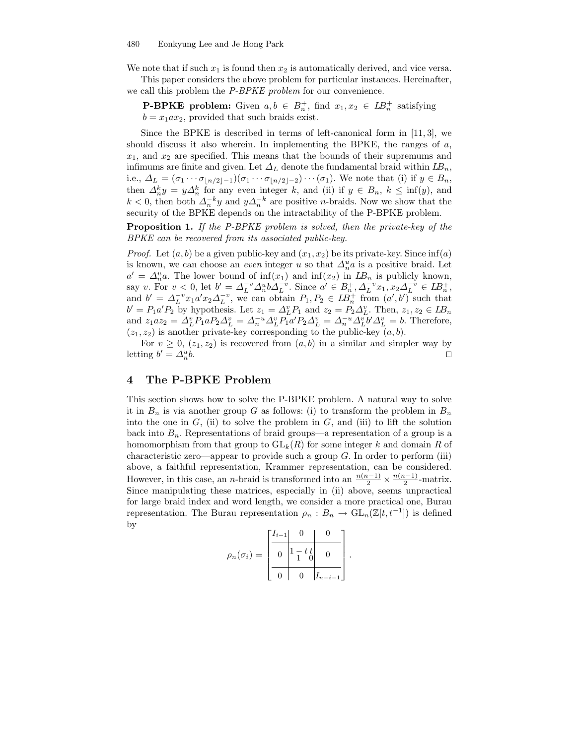We note that if such $x_1$ is found then $x_2$ is automatically derived, and vice versa.

This paper considers the above problem for particular instances. Hereinafter, we call this problem the *P-BPKE problem* for our convenience.

> **P-BPKE problem:** Given $a, b \in B_n^+$, find $x_1, x_2 \in LB_n^+$ satisfying $b = x_1 a x_2$, provided that such braids exist.

Since the BPKE is described in terms of left-canonical form in [11, 3], we should discuss it also wherein. In implementing the BPKE, the ranges of $a$, $x_1$, and $x_2$ are specified. This means that the bounds of their supremums and infimums are finite and given. Let $\Delta_L$ denote the fundamental braid within $LB_n$, i.e., $\Delta_L = (\sigma_1 \cdots \sigma_{\lfloor n/2 \rfloor -1})(\sigma_1 \cdots \sigma_{\lfloor n/2 \rfloor -2}) \cdots (\sigma_1)$. We note that (i) if $y \in B_n$, then $\Delta_n^k y = y \Delta_n^k$ for any even integer $k$, and (ii) if $y \in B_n$, $k \le \inf(y)$, and $k < 0$, then both $\Delta_n^{-k} y$ and $y \Delta_n^{-k}$ are positive $n$-braids. Now we show that the security of the BPKE depends on the intractability of the P-BPKE problem.

**Proposition 1.** *If the P-BPKE problem is solved, then the private-key of the BPKE can be recovered from its associated public-key.*

*Proof.* Let $(a, b)$ be a given public-key and $(x_1, x_2)$ be its private-key. Since $\inf(a)$ is known, we can choose an *even* integer $u$ so that $\Delta_n^u a$ is a positive braid. Let $a' = \Delta_n^u a$. The lower bound of $\inf(x_1)$ and $\inf(x_2)$ in $LB_n$ is publicly known, say $v$. For $v < 0$, let $b' = \Delta_L^{-v} \Delta_n^u b \Delta_L^{-v}$. Since $a' \in B_n^+, \Delta_L^{-v} x_1, x_2 \Delta_L^{-v} \in LB_n^+$, and $b' = \Delta_L^{-v} x_1 a' x_2 \Delta_L^{-v}$, we can obtain $P_1, P_2 \in LB_n^+$ from $(a', b')$ such that $b' = P_1 a' P_2$ by hypothesis. Let $z_1 = \Delta_L^v P_1$ and $z_2 = P_2 \Delta_L^v$. Then, $z_1, z_2 \in LB_n$ and $z_1 a z_2 = \Delta_L^v P_1 a P_2 \Delta_L^v = \Delta_n^{-u} \Delta_L^v P_1 a' P_2 \Delta_L^v = \Delta_n^{-u} \Delta_L^v b' \Delta_L^v = b$. Therefore, $(z_1, z_2)$ is another private-key corresponding to the public-key $(a, b)$.

For $v \ge 0$, $(z_1, z_2)$ is recovered from $(a, b)$ in a similar and simpler way by letting $b' = \Delta_n^u b$. $\square$

## 4 The P-BPKE Problem

This section shows how to solve the P-BPKE problem. A natural way to solve it in $B_n$ is via another group $G$ as follows: (i) to transform the problem in $B_n$ into the one in $G$, (ii) to solve the problem in $G$, and (iii) to lift the solution back into $B_n$. Representations of braid groups—a representation of a group is a homomorphism from that group to $\mathrm{GL}_k(R)$ for some integer $k$ and domain $R$ of characteristic zero—appear to provide such a group $G$. In order to perform (iii) above, a faithful representation, Krammer representation, can be considered. However, in this case, an $n$-braid is transformed into an $\frac{n(n-1)}{2} \times \frac{n(n-1)}{2}$-matrix. Since manipulating these matrices, especially in (ii) above, seems unpractical for large braid index and word length, we consider a more practical one, Burau representation. The Burau representation $\rho_n : B_n \to \mathrm{GL}_n(\mathbb{Z}[t, t^{-1}])$ is defined by

$$\rho_n(\sigma_i) = \left[ \begin{array}{c|c|c} I_{i-1} & 0 & 0 \\ \hline 0 & \begin{array}{cc} 1-t & t \\ 1 & 0 \end{array} & 0 \\ \hline 0 & 0 & I_{n-i-1} \end{array} \right].$$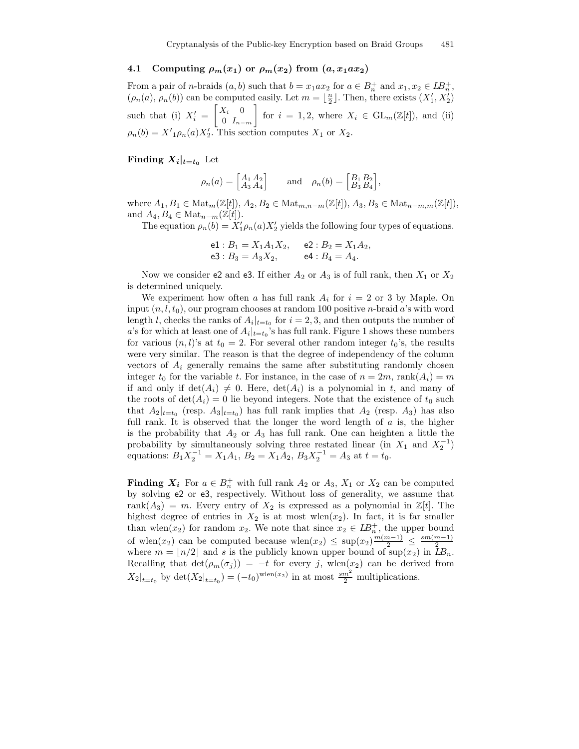### 4.1 Computing $\rho_m(x_1)$ or $\rho_m(x_2)$ from $(a, x_1 a x_2)$

From a pair of $n$-braids $(a, b)$ such that $b = x_1 a x_2$ for $a \in B_n^+$ and $x_1, x_2 \in LB_n^+$, $(\rho_n(a), \rho_n(b))$ can be computed easily. Let $m = \lfloor \frac{n}{2} \rfloor$. Then, there exists $(X_1', X_2')$ such that (i) $X_i' = \begin{bmatrix} X_i & 0 \\ 0 & I_{n-m} \end{bmatrix}$ for $i = 1, 2$, where $X_i \in \mathrm{GL}_m(\mathbb{Z}[t])$, and (ii) $\rho_n(b) = {X'}_1 \rho_n(a) X_2'$. This section computes $X_1$ or $X_2$.

**Finding $X_i|_{t=t_0}$** Let

$$\rho_n(a) = \begin{bmatrix} A_1 \, A_2 \\ A_3 \, A_4 \end{bmatrix} \qquad \text{and} \quad \rho_n(b) = \begin{bmatrix} B_1 \, B_2 \\ B_3 \, B_4 \end{bmatrix},$$

where $A_1, B_1 \in \mathrm{Mat}_m(\mathbb{Z}[t])$, $A_2, B_2 \in \mathrm{Mat}_{m,n-m}(\mathbb{Z}[t])$, $A_3, B_3 \in \mathrm{Mat}_{n-m,m}(\mathbb{Z}[t])$, and $A_4, B_4 \in \mathrm{Mat}_{n-m}(\mathbb{Z}[t])$.

The equation $\rho_n(b) = X_1' \rho_n(a) X_2'$ yields the following four types of equations.

$$\begin{aligned} &\mathsf{e1} : B_1 = X_1 A_1 X_2, \qquad \mathsf{e2} : B_2 = X_1 A_2, \\ &\mathsf{e3} : B_3 = A_3 X_2, \qquad\quad\ \ \mathsf{e4} : B_4 = A_4. \end{aligned}$$

Now we consider e2 and e3. If either $A_2$ or $A_3$ is of full rank, then $X_1$ or $X_2$ is determined uniquely.

We experiment how often $a$ has full rank $A_i$ for $i = 2$ or $3$ by Maple. On input $(n, l, t_0)$, our program chooses at random 100 positive $n$-braid $a$'s with word length $l$, checks the ranks of $A_i|_{t=t_0}$ for $i = 2, 3$, and then outputs the number of $a$'s for which at least one of $A_i|_{t=t_0}$'s has full rank. Figure 1 shows these numbers for various $(n, l)$'s at $t_0 = 2$. For several other random integer $t_0$'s, the results were very similar. The reason is that the degree of independency of the column vectors of $A_i$ generally remains the same after substituting randomly chosen integer $t_0$ for the variable $t$. For instance, in the case of $n = 2m$, $\mathrm{rank}(A_i) = m$ if and only if $\det(A_i) \neq 0$. Here, $\det(A_i)$ is a polynomial in $t$, and many of the roots of $\det(A_i) = 0$ lie beyond integers. Note that the existence of $t_0$ such that $A_2|_{t=t_0}$ (resp. $A_3|_{t=t_0}$) has full rank implies that $A_2$ (resp. $A_3$) has also full rank. It is observed that the longer the word length of $a$ is, the higher is the probability that $A_2$ or $A_3$ has full rank. One can heighten a little the probability by simultaneously solving three restated linear (in $X_1$ and $X_2^{-1}$) equations: $B_1 X_2^{-1} = X_1 A_1$, $B_2 = X_1 A_2$, $B_3 X_2^{-1} = A_3$ at $t = t_0$.

**Finding $X_i$** For $a \in B_n^+$ with full rank $A_2$ or $A_3$, $X_1$ or $X_2$ can be computed by solving e2 or e3, respectively. Without loss of generality, we assume that $\mathrm{rank}(A_3) = m$. Every entry of $X_2$ is expressed as a polynomial in $\mathbb{Z}[t]$. The highest degree of entries in $X_2$ is at most $\mathrm{wlen}(x_2)$. In fact, it is far smaller than $\mathrm{wlen}(x_2)$ for random $x_2$. We note that since $x_2 \in LB_n^+$, the upper bound of $\mathrm{wlen}(x_2)$ can be computed because $\mathrm{wlen}(x_2) \le \sup(x_2)\frac{m(m-1)}{2} \le \frac{sm(m-1)}{2}$ where $m = \lfloor n/2 \rfloor$ and $s$ is the publicly known upper bound of $\sup(x_2)$ in $LB_n$. Recalling that $\det(\rho_m(\sigma_j)) = -t$ for every $j$, $\mathrm{wlen}(x_2)$ can be derived from $X_2|_{t=t_0}$ by $\det(X_2|_{t=t_0}) = (-t_0)^{\mathrm{wlen}(x_2)}$ in at most $\frac{sm^2}{2}$ multiplications.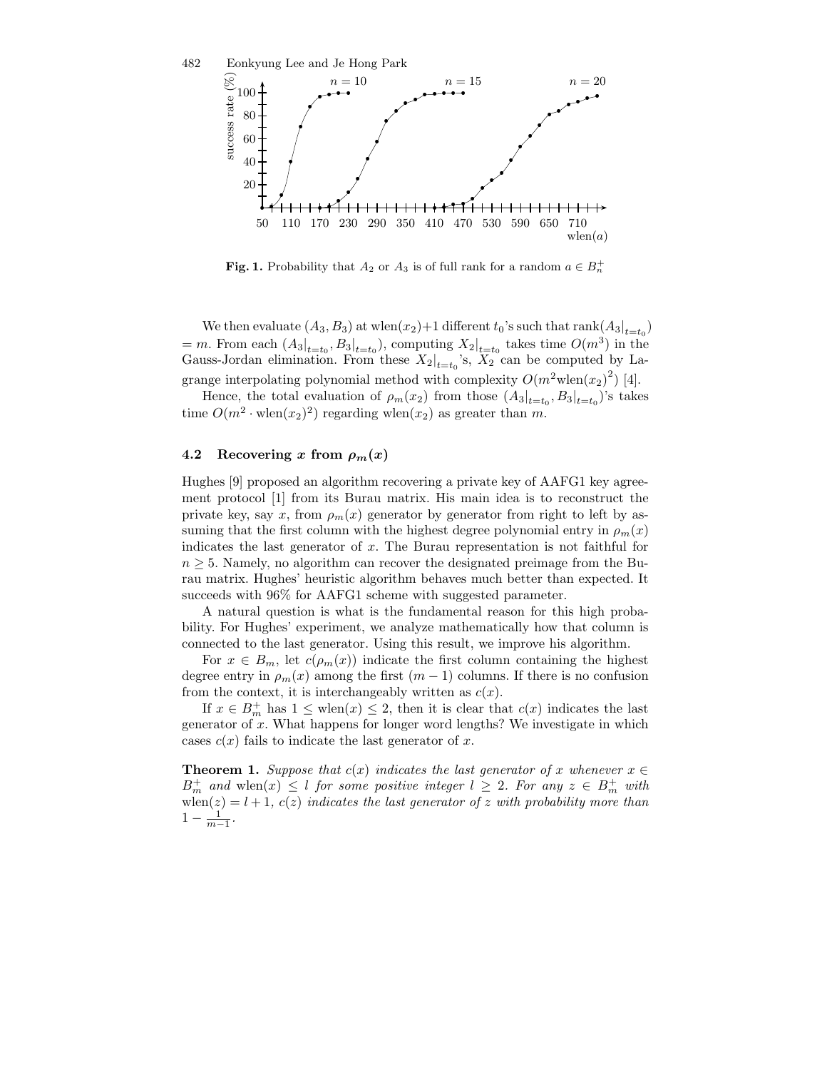success rate (%)

100
80
60
40
20

n = 10
n = 15
n = 20

50 110 170 230 290 350 410 470 530 590 650 710

wlen($a$)

**Fig. 1.** Probability that $A_2$ or $A_3$ is of full rank for a random $a \in B_n^+$

We then evaluate $(A_3, B_3)$ at $\text{wlen}(x_2)+1$ different $t_0$'s such that $\text{rank}(A_3|_{t=t_0}) = m$. From each $(A_3|_{t=t_0}, B_3|_{t=t_0})$, computing $X_2|_{t=t_0}$ takes time $O(m^3)$ in the Gauss-Jordan elimination. From these $X_2|_{t=t_0}$'s, $X_2$ can be computed by Lagrange interpolating polynomial method with complexity $O(m^2 \text{wlen}(x_2)^2)$ [4].

Hence, the total evaluation of $\rho_m(x_2)$ from those $(A_3|_{t=t_0}, B_3|_{t=t_0})$'s takes time $O(m^2 \cdot \text{wlen}(x_2)^2)$ regarding $\text{wlen}(x_2)$ as greater than $m$.

### 4.2 Recovering $x$ from $\rho_m(x)$

Hughes [9] proposed an algorithm recovering a private key of AAFG1 key agreement protocol [1] from its Burau matrix. His main idea is to reconstruct the private key, say $x$, from $\rho_m(x)$ generator by generator from right to left by assuming that the first column with the highest degree polynomial entry in $\rho_m(x)$ indicates the last generator of $x$. The Burau representation is not faithful for $n \geq 5$. Namely, no algorithm can recover the designated preimage from the Burau matrix. Hughes' heuristic algorithm behaves much better than expected. It succeeds with 96% for AAFG1 scheme with suggested parameter.

A natural question is what is the fundamental reason for this high probability. For Hughes' experiment, we analyze mathematically how that column is connected to the last generator. Using this result, we improve his algorithm.

For $x \in B_m$, let $c(\rho_m(x))$ indicate the first column containing the highest degree entry in $\rho_m(x)$ among the first $(m-1)$ columns. If there is no confusion from the context, it is interchangeably written as $c(x)$.

If $x \in B_m^+$ has $1 \leq \text{wlen}(x) \leq 2$, then it is clear that $c(x)$ indicates the last generator of $x$. What happens for longer word lengths? We investigate in which cases $c(x)$ fails to indicate the last generator of $x$.

**Theorem 1.** *Suppose that $c(x)$ indicates the last generator of $x$ whenever $x \in B_m^+$ and $\text{wlen}(x) \leq l$ for some positive integer $l \geq 2$. For any $z \in B_m^+$ with $\text{wlen}(z) = l+1$, $c(z)$ indicates the last generator of $z$ with probability more than $1 - \frac{1}{m-1}$.*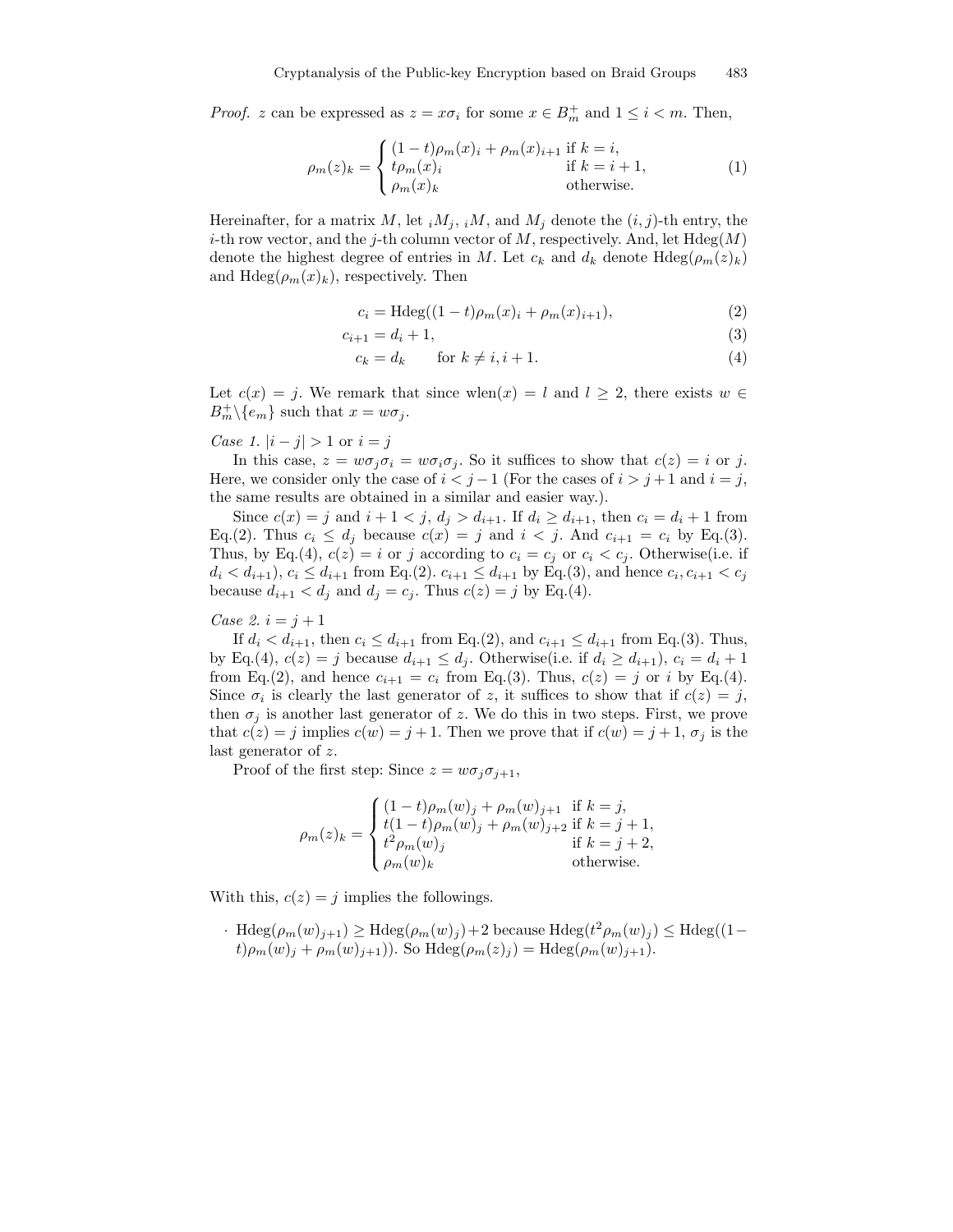*Proof.* $z$ can be expressed as $z = x\sigma_i$ for some $x \in B_m^+$ and $1 \leq i < m$. Then,

$$\rho_m(z)_k = \begin{cases} (1-t)\rho_m(x)_i + \rho_m(x)_{i+1} & \text{if } k = i, \\ t\rho_m(x)_i & \text{if } k = i+1, \\ \rho_m(x)_k & \text{otherwise.} \end{cases} \tag{1}$$

Hereinafter, for a matrix $M$, let ${}_iM_j$, ${}_iM$, and $M_j$ denote the $(i,j)$-th entry, the $i$-th row vector, and the $j$-th column vector of $M$, respectively. And, let $\text{Hdeg}(M)$ denote the highest degree of entries in $M$. Let $c_k$ and $d_k$ denote $\text{Hdeg}(\rho_m(z)_k)$ and $\text{Hdeg}(\rho_m(x)_k)$, respectively. Then

$$c_i = \text{Hdeg}((1-t)\rho_m(x)_i + \rho_m(x)_{i+1}), \tag{2}$$

$$c_{i+1} = d_i + 1, \tag{3}$$

$$c_k = d_k \qquad \text{for } k \neq i, i+1. \tag{4}$$

Let $c(x) = j$. We remark that since $\text{wlen}(x) = l$ and $l \geq 2$, there exists $w \in B_m^+ \backslash \{e_m\}$ such that $x = w\sigma_j$.

*Case 1.* $|i - j| > 1$ or $i = j$

In this case, $z = w\sigma_j\sigma_i = w\sigma_i\sigma_j$. So it suffices to show that $c(z) = i$ or $j$. Here, we consider only the case of $i < j-1$ (For the cases of $i > j+1$ and $i = j$, the same results are obtained in a similar and easier way.).

Since $c(x) = j$ and $i + 1 < j$, $d_j > d_{i+1}$. If $d_i \geq d_{i+1}$, then $c_i = d_i + 1$ from Eq.(2). Thus $c_i \leq d_j$ because $c(x) = j$ and $i < j$. And $c_{i+1} = c_i$ by Eq.(3). Thus, by Eq.(4), $c(z) = i$ or $j$ according to $c_i = c_j$ or $c_i < c_j$. Otherwise(i.e. if $d_i < d_{i+1}$), $c_i \leq d_{i+1}$ from Eq.(2). $c_{i+1} \leq d_{i+1}$ by Eq.(3), and hence $c_i, c_{i+1} < c_j$ because $d_{i+1} < d_j$ and $d_j = c_j$. Thus $c(z) = j$ by Eq.(4).

*Case 2.* $i = j + 1$

If $d_i < d_{i+1}$, then $c_i \leq d_{i+1}$ from Eq.(2), and $c_{i+1} \leq d_{i+1}$ from Eq.(3). Thus, by Eq.(4), $c(z) = j$ because $d_{i+1} \leq d_j$. Otherwise(i.e. if $d_i \geq d_{i+1}$), $c_i = d_i + 1$ from Eq.(2), and hence $c_{i+1} = c_i$ from Eq.(3). Thus, $c(z) = j$ or $i$ by Eq.(4). Since $\sigma_i$ is clearly the last generator of $z$, it suffices to show that if $c(z) = j$, then $\sigma_j$ is another last generator of $z$. We do this in two steps. First, we prove that $c(z) = j$ implies $c(w) = j + 1$. Then we prove that if $c(w) = j+1$, $\sigma_j$ is the last generator of $z$.

Proof of the first step: Since $z = w\sigma_j\sigma_{j+1}$,

$$\rho_m(z)_k = \begin{cases} (1-t)\rho_m(w)_j + \rho_m(w)_{j+1} & \text{if } k = j, \\ t(1-t)\rho_m(w)_j + \rho_m(w)_{j+2} & \text{if } k = j+1, \\ t^2\rho_m(w)_j & \text{if } k = j+2, \\ \rho_m(w)_k & \text{otherwise.} \end{cases}$$

With this, $c(z) = j$ implies the followings.

- $\text{Hdeg}(\rho_m(w)_{j+1}) \geq \text{Hdeg}(\rho_m(w)_j) + 2$ because $\text{Hdeg}(t^2\rho_m(w)_j) \leq \text{Hdeg}((1-t)\rho_m(w)_j + \rho_m(w)_{j+1}))$. So $\text{Hdeg}(\rho_m(z)_j) = \text{Hdeg}(\rho_m(w)_{j+1})$.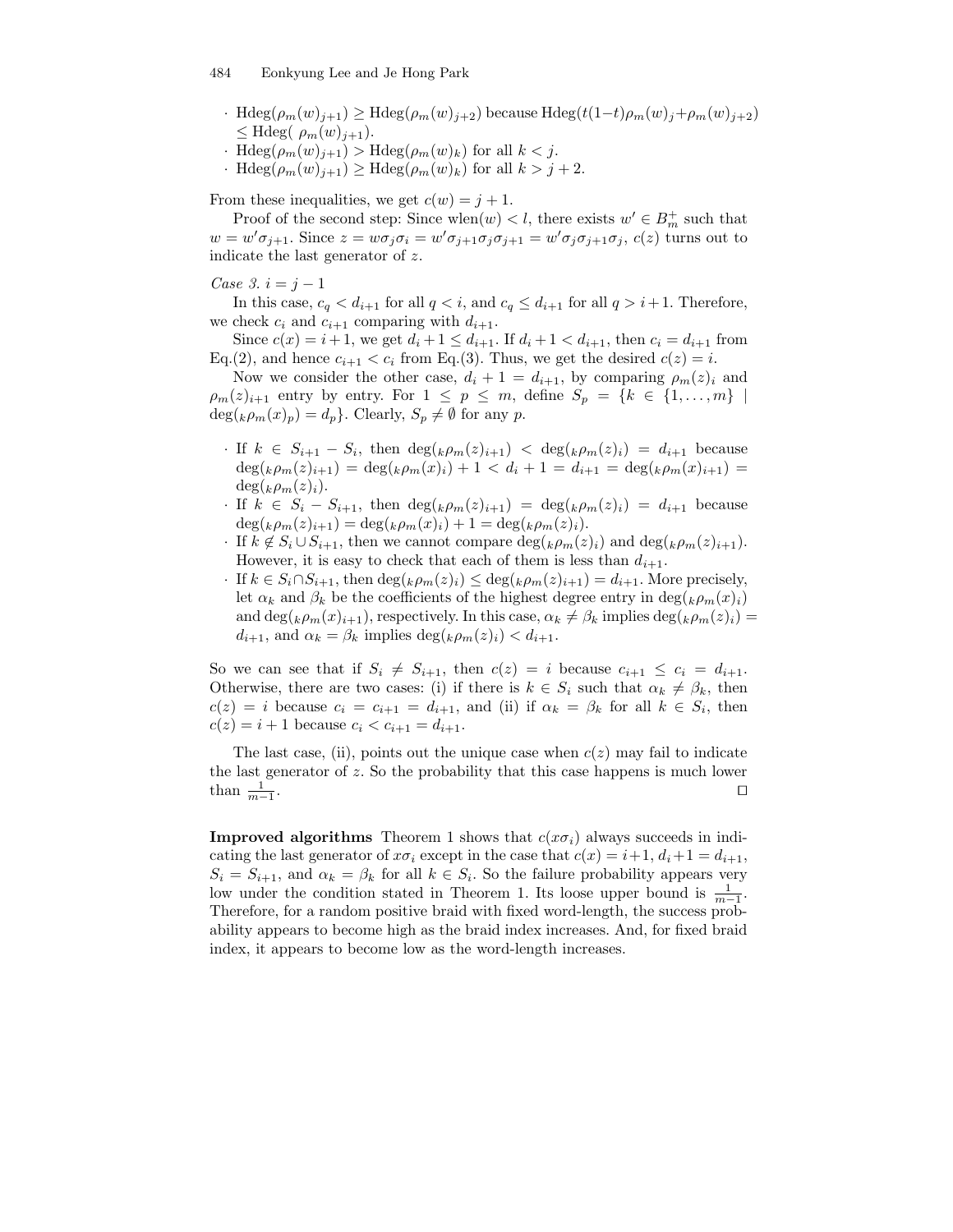- $\text{Hdeg}(\rho_m(w)_{j+1}) \geq \text{Hdeg}(\rho_m(w)_{j+2})$ because $\text{Hdeg}(t(1-t)\rho_m(w)_j + \rho_m(w)_{j+2}) \leq \text{Hdeg}(\ \rho_m(w)_{j+1})$.
- $\text{Hdeg}(\rho_m(w)_{j+1}) > \text{Hdeg}(\rho_m(w)_k)$ for all $k < j$.
- $\text{Hdeg}(\rho_m(w)_{j+1}) \geq \text{Hdeg}(\rho_m(w)_k)$ for all $k > j+2$.

From these inequalities, we get $c(w) = j+1$.

Proof of the second step: Since $\text{wlen}(w) < l$, there exists $w' \in B_m^+$ such that $w = w'\sigma_{j+1}$. Since $z = w\sigma_j\sigma_i = w'\sigma_{j+1}\sigma_j\sigma_{j+1} = w'\sigma_j\sigma_{j+1}\sigma_j$, $c(z)$ turns out to indicate the last generator of $z$.

*Case 3.* $i = j-1$

In this case, $c_q < d_{i+1}$ for all $q < i$, and $c_q \leq d_{i+1}$ for all $q > i+1$. Therefore, we check $c_i$ and $c_{i+1}$ comparing with $d_{i+1}$.

Since $c(x) = i+1$, we get $d_i + 1 \leq d_{i+1}$. If $d_i + 1 < d_{i+1}$, then $c_i = d_{i+1}$ from Eq.(2), and hence $c_{i+1} < c_i$ from Eq.(3). Thus, we get the desired $c(z) = i$.

Now we consider the other case, $d_i + 1 = d_{i+1}$, by comparing $\rho_m(z)_i$ and $\rho_m(z)_{i+1}$ entry by entry. For $1 \leq p \leq m$, define $S_p = \{k \in \{1, \ldots, m\} \mid \deg({}_k\rho_m(x)_p) = d_p\}$. Clearly, $S_p \neq \emptyset$ for any $p$.

- If $k \in S_{i+1} - S_i$, then $\deg({}_k\rho_m(z)_{i+1}) < \deg({}_k\rho_m(z)_i) = d_{i+1}$ because $\deg({}_k\rho_m(z)_{i+1}) = \deg({}_k\rho_m(x)_i) + 1 < d_i + 1 = d_{i+1} = \deg({}_k\rho_m(x)_{i+1}) = \deg({}_k\rho_m(z)_i)$.
- If $k \in S_i - S_{i+1}$, then $\deg({}_k\rho_m(z)_{i+1}) = \deg({}_k\rho_m(z)_i) = d_{i+1}$ because $\deg({}_k\rho_m(z)_{i+1}) = \deg({}_k\rho_m(x)_i) + 1 = \deg({}_k\rho_m(z)_i)$.
- If $k \notin S_i \cup S_{i+1}$, then we cannot compare $\deg({}_k\rho_m(z)_i)$ and $\deg({}_k\rho_m(z)_{i+1})$. However, it is easy to check that each of them is less than $d_{i+1}$.
- If $k \in S_i \cap S_{i+1}$, then $\deg({}_k\rho_m(z)_i) \leq \deg({}_k\rho_m(z)_{i+1}) = d_{i+1}$. More precisely, let $\alpha_k$ and $\beta_k$ be the coefficients of the highest degree entry in $\deg({}_k\rho_m(x)_i)$ and $\deg({}_k\rho_m(x)_{i+1})$, respectively. In this case, $\alpha_k \neq \beta_k$ implies $\deg({}_k\rho_m(z)_i) = d_{i+1}$, and $\alpha_k = \beta_k$ implies $\deg({}_k\rho_m(z)_i) < d_{i+1}$.

So we can see that if $S_i \neq S_{i+1}$, then $c(z) = i$ because $c_{i+1} \leq c_i = d_{i+1}$. Otherwise, there are two cases: (i) if there is $k \in S_i$ such that $\alpha_k \neq \beta_k$, then $c(z) = i$ because $c_i = c_{i+1} = d_{i+1}$, and (ii) if $\alpha_k = \beta_k$ for all $k \in S_i$, then $c(z) = i+1$ because $c_i < c_{i+1} = d_{i+1}$.

The last case, (ii), points out the unique case when $c(z)$ may fail to indicate the last generator of $z$. So the probability that this case happens is much lower than $\frac{1}{m-1}$. $\square$

**Improved algorithms** Theorem 1 shows that $c(x\sigma_i)$ always succeeds in indicating the last generator of $x\sigma_i$ except in the case that $c(x) = i+1$, $d_i + 1 = d_{i+1}$, $S_i = S_{i+1}$, and $\alpha_k = \beta_k$ for all $k \in S_i$. So the failure probability appears very low under the condition stated in Theorem 1. Its loose upper bound is $\frac{1}{m-1}$. Therefore, for a random positive braid with fixed word-length, the success probability appears to become high as the braid index increases. And, for fixed braid index, it appears to become low as the word-length increases.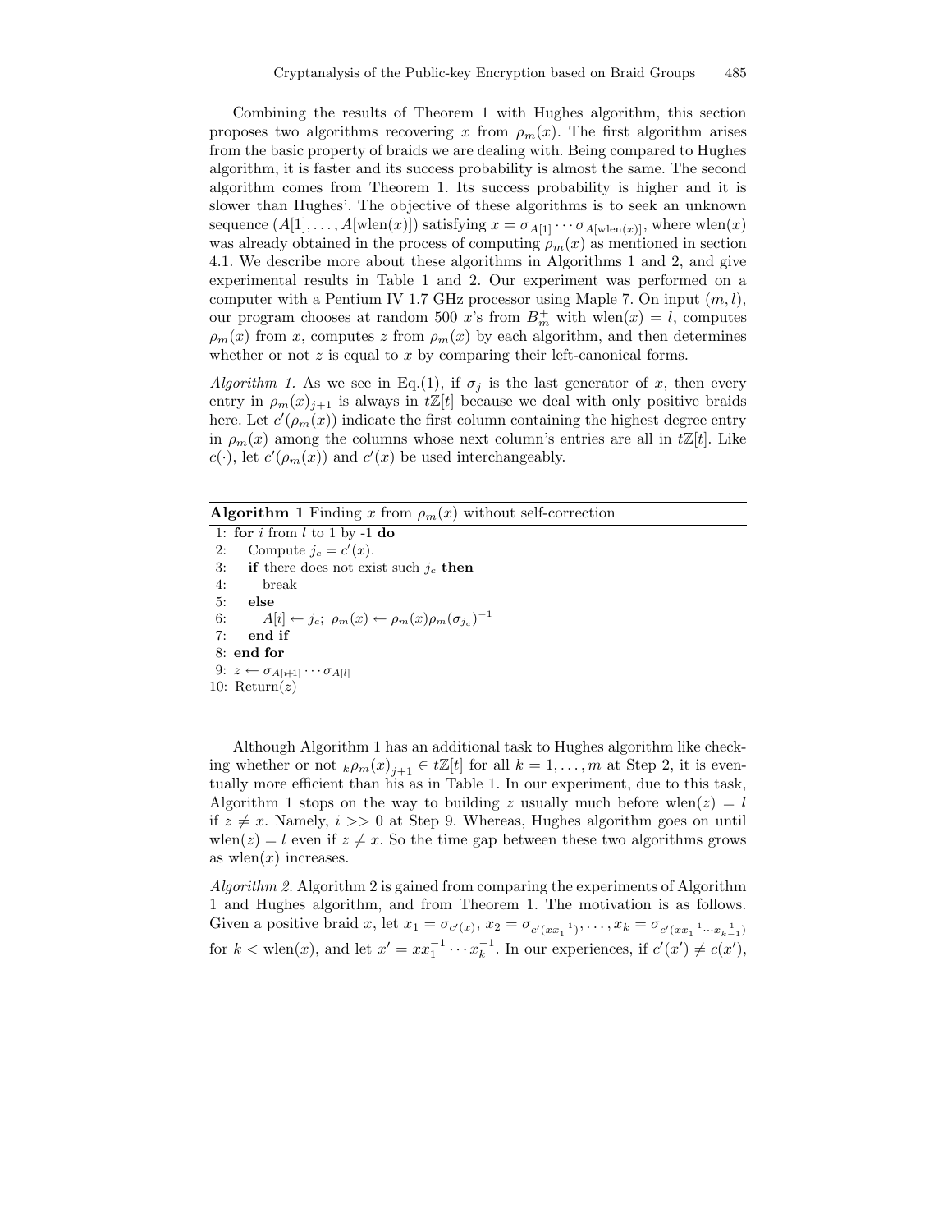Combining the results of Theorem 1 with Hughes algorithm, this section proposes two algorithms recovering $x$ from $\rho_m(x)$. The first algorithm arises from the basic property of braids we are dealing with. Being compared to Hughes algorithm, it is faster and its success probability is almost the same. The second algorithm comes from Theorem 1. Its success probability is higher and it is slower than Hughes'. The objective of these algorithms is to seek an unknown sequence $(A[1], \ldots, A[\text{wlen}(x)])$ satisfying $x = \sigma_{A[1]} \cdots \sigma_{A[\text{wlen}(x)]}$, where $\text{wlen}(x)$ was already obtained in the process of computing $\rho_m(x)$ as mentioned in section 4.1. We describe more about these algorithms in Algorithms 1 and 2, and give experimental results in Table 1 and 2. Our experiment was performed on a computer with a Pentium IV 1.7 GHz processor using Maple 7. On input $(m, l)$, our program chooses at random 500 $x$'s from $B_m^+$ with $\text{wlen}(x) = l$, computes $\rho_m(x)$ from $x$, computes $z$ from $\rho_m(x)$ by each algorithm, and then determines whether or not $z$ is equal to $x$ by comparing their left-canonical forms.

*Algorithm 1.* As we see in Eq.(1), if $\sigma_j$ is the last generator of $x$, then every entry in $\rho_m(x)_{j+1}$ is always in $t\mathbb{Z}[t]$ because we deal with only positive braids here. Let $c'(\rho_m(x))$ indicate the first column containing the highest degree entry in $\rho_m(x)$ among the columns whose next column's entries are all in $t\mathbb{Z}[t]$. Like $c(\cdot)$, let $c'(\rho_m(x))$ and $c'(x)$ be used interchangeably.

**Algorithm 1** Finding $x$ from $\rho_m(x)$ without self-correction

```
1: for i from l to 1 by -1 do
2:    Compute j_c = c'(x).
3:    if there does not exist such j_c then
4:       break
5:    else
6:       A[i] ← j_c;  ρ_m(x) ← ρ_m(x) ρ_m(σ_{j_c})^{-1}
7:    end if
8: end for
9: z ← σ_{A[i+1]} ··· σ_{A[l]}
10: Return(z)
```

Although Algorithm 1 has an additional task to Hughes algorithm like checking whether or not ${}_k\rho_m(x)_{j+1} \in t\mathbb{Z}[t]$ for all $k = 1, \ldots, m$ at Step 2, it is eventually more efficient than his as in Table 1. In our experiment, due to this task, Algorithm 1 stops on the way to building $z$ usually much before $\text{wlen}(z) = l$ if $z \neq x$. Namely, $i >> 0$ at Step 9. Whereas, Hughes algorithm goes on until $\text{wlen}(z) = l$ even if $z \neq x$. So the time gap between these two algorithms grows as $\text{wlen}(x)$ increases.

*Algorithm 2.* Algorithm 2 is gained from comparing the experiments of Algorithm 1 and Hughes algorithm, and from Theorem 1. The motivation is as follows. Given a positive braid $x$, let $x_1 = \sigma_{c'(x)}$, $x_2 = \sigma_{c'(xx_1^{-1})}, \ldots, x_k = \sigma_{c'(xx_1^{-1} \cdots x_{k-1}^{-1})}$ for $k < \text{wlen}(x)$, and let $x' = xx_1^{-1} \cdots x_k^{-1}$. In our experiences, if $c'(x') \neq c(x')$,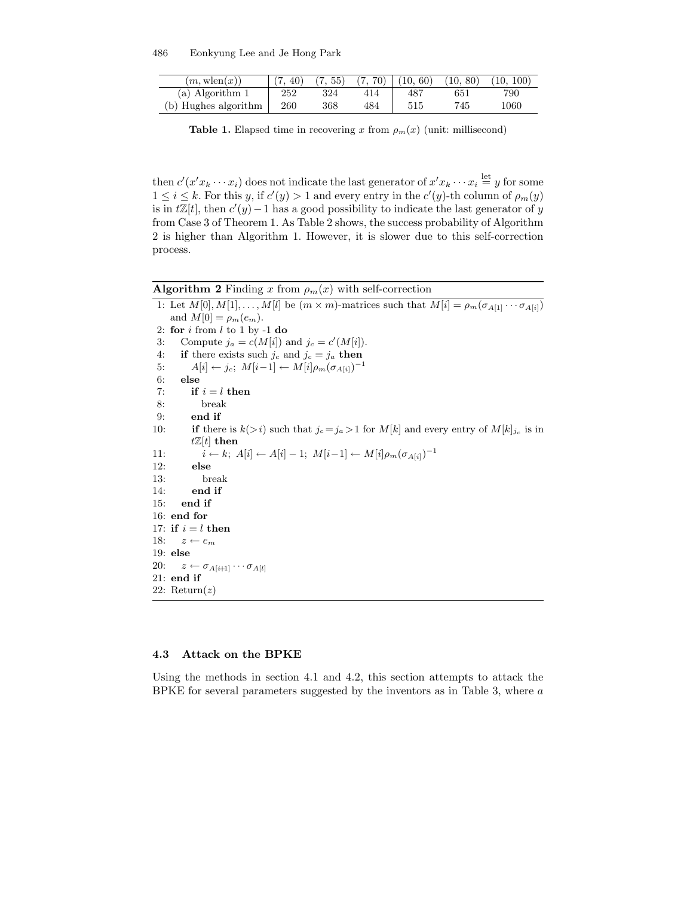| $(m, \mathrm{wlen}(x))$ | (7, 40) | (7, 55) | (7, 70) | (10, 60) | (10, 80) | (10, 100) |
|---|---|---|---|---|---|---|
| (a) Algorithm 1 | 252 | 324 | 414 | 487 | 651 | 790 |
| (b) Hughes algorithm | 260 | 368 | 484 | 515 | 745 | 1060 |

**Table 1.** Elapsed time in recovering $x$ from $\rho_m(x)$ (unit: millisecond)

then $c'(x'x_k \cdots x_i)$ does not indicate the last generator of $x'x_k \cdots x_i \overset{\text{let}}{=} y$ for some $1 \leq i \leq k$. For this $y$, if $c'(y) > 1$ and every entry in the $c'(y)$-th column of $\rho_m(y)$ is in $t\mathbb{Z}[t]$, then $c'(y) - 1$ has a good possibility to indicate the last generator of $y$ from Case 3 of Theorem 1. As Table 2 shows, the success probability of Algorithm 2 is higher than Algorithm 1. However, it is slower due to this self-correction process.

**Algorithm 2** Finding $x$ from $\rho_m(x)$ with self-correction

```
1: Let M[0], M[1], ..., M[l] be (m × m)-matrices such that M[i] = ρ_m(σ_{A[1]} ··· σ_{A[i]})
   and M[0] = ρ_m(e_m).
2: for i from l to 1 by -1 do
3:    Compute j_a = c(M[i]) and j_c = c'(M[i]).
4:    if there exists such j_c and j_c = j_a then
5:       A[i] ← j_c;  M[i−1] ← M[i] ρ_m(σ_{A[i]})^{-1}
6:    else
7:       if i = l then
8:          break
9:       end if
10:      if there is k(> i) such that j_c = j_a > 1 for M[k] and every entry of M[k]_{j_c} is in
         tZ[t] then
11:         i ← k;  A[i] ← A[i] − 1;  M[i−1] ← M[i] ρ_m(σ_{A[i]})^{-1}
12:      else
13:         break
14:      end if
15:   end if
16: end for
17: if i = l then
18:    z ← e_m
19: else
20:    z ← σ_{A[i+1]} ··· σ_{A[l]}
21: end if
22: Return(z)
```

### 4.3 Attack on the BPKE

Using the methods in section 4.1 and 4.2, this section attempts to attack the BPKE for several parameters suggested by the inventors as in Table 3, where $a$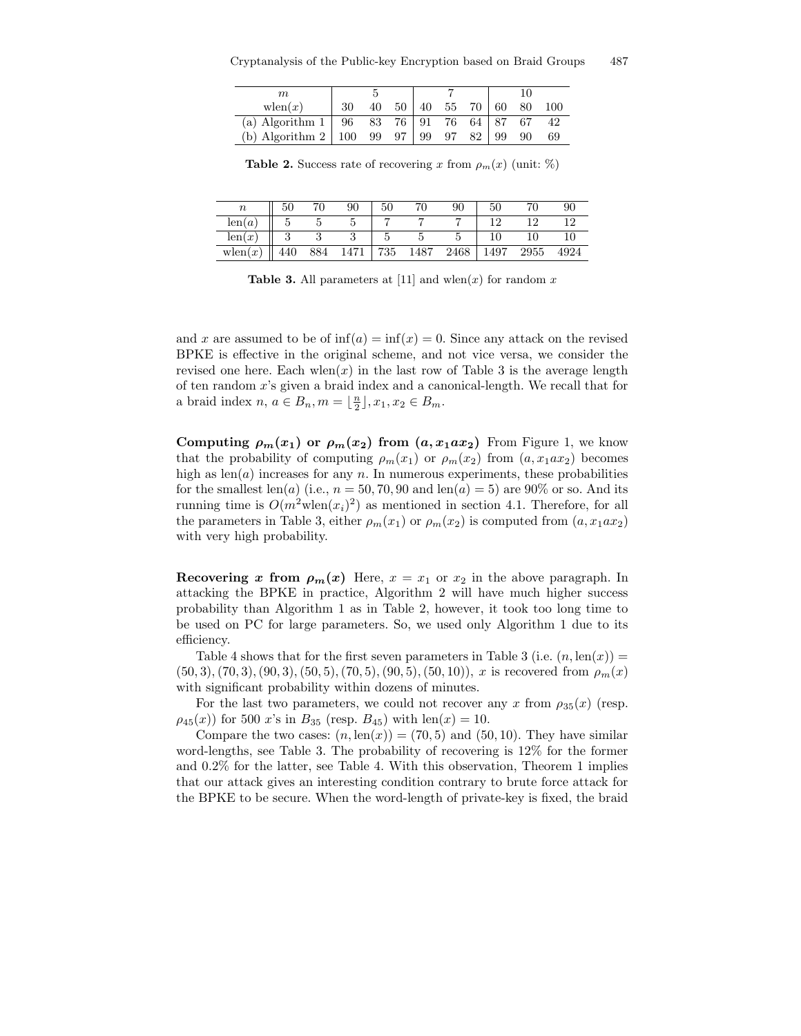| $m$ | 5 | | | 7 | | | 10 | | |
|---|---|---|---|---|---|---|---|---|---|
| wlen$(x)$ | 30 | 40 | 50 | 40 | 55 | 70 | 60 | 80 | 100 |
| (a) Algorithm 1 | 96 | 83 | 76 | 91 | 76 | 64 | 87 | 67 | 42 |
| (b) Algorithm 2 | 100 | 99 | 97 | 99 | 97 | 82 | 99 | 90 | 69 |

**Table 2.** Success rate of recovering $x$ from $\rho_m(x)$ (unit: %)

| $n$ | 50 | 70 | 90 | 50 | 70 | 90 | 50 | 70 | 90 |
|---|---|---|---|---|---|---|---|---|---|
| len$(a)$ | 5 | 5 | 5 | 7 | 7 | 7 | 12 | 12 | 12 |
| len$(x)$ | 3 | 3 | 3 | 5 | 5 | 5 | 10 | 10 | 10 |
| wlen$(x)$ | 440 | 884 | 1471 | 735 | 1487 | 2468 | 1497 | 2955 | 4924 |

**Table 3.** All parameters at [11] and wlen$(x)$ for random $x$

and $x$ are assumed to be of $\inf(a) = \inf(x) = 0$. Since any attack on the revised BPKE is effective in the original scheme, and not vice versa, we consider the revised one here. Each wlen$(x)$ in the last row of Table 3 is the average length of ten random $x$'s given a braid index and a canonical-length. We recall that for a braid index $n$, $a \in B_n, m = \lfloor \frac{n}{2} \rfloor, x_1, x_2 \in B_m$.

**Computing $\rho_m(x_1)$ or $\rho_m(x_2)$ from $(a, x_1 a x_2)$** From Figure 1, we know that the probability of computing $\rho_m(x_1)$ or $\rho_m(x_2)$ from $(a, x_1 a x_2)$ becomes high as len$(a)$ increases for any $n$. In numerous experiments, these probabilities for the smallest len$(a)$ (i.e., $n = 50, 70, 90$ and len$(a) = 5$) are 90% or so. And its running time is $O(m^2 \text{wlen}(x_i)^2)$ as mentioned in section 4.1. Therefore, for all the parameters in Table 3, either $\rho_m(x_1)$ or $\rho_m(x_2)$ is computed from $(a, x_1 a x_2)$ with very high probability.

**Recovering $x$ from $\rho_m(x)$** Here, $x = x_1$ or $x_2$ in the above paragraph. In attacking the BPKE in practice, Algorithm 2 will have much higher success probability than Algorithm 1 as in Table 2, however, it took too long time to be used on PC for large parameters. So, we used only Algorithm 1 due to its efficiency.

Table 4 shows that for the first seven parameters in Table 3 (i.e. $(n, \text{len}(x)) = (50, 3), (70, 3), (90, 3), (50, 5), (70, 5), (90, 5), (50, 10)$), $x$ is recovered from $\rho_m(x)$ with significant probability within dozens of minutes.

For the last two parameters, we could not recover any $x$ from $\rho_{35}(x)$ (resp. $\rho_{45}(x)$) for 500 $x$'s in $B_{35}$ (resp. $B_{45}$) with len$(x) = 10$.

Compare the two cases: $(n, \text{len}(x)) = (70, 5)$ and $(50, 10)$. They have similar word-lengths, see Table 3. The probability of recovering is 12% for the former and 0.2% for the latter, see Table 4. With this observation, Theorem 1 implies that our attack gives an interesting condition contrary to brute force attack for the BPKE to be secure. When the word-length of private-key is fixed, the braid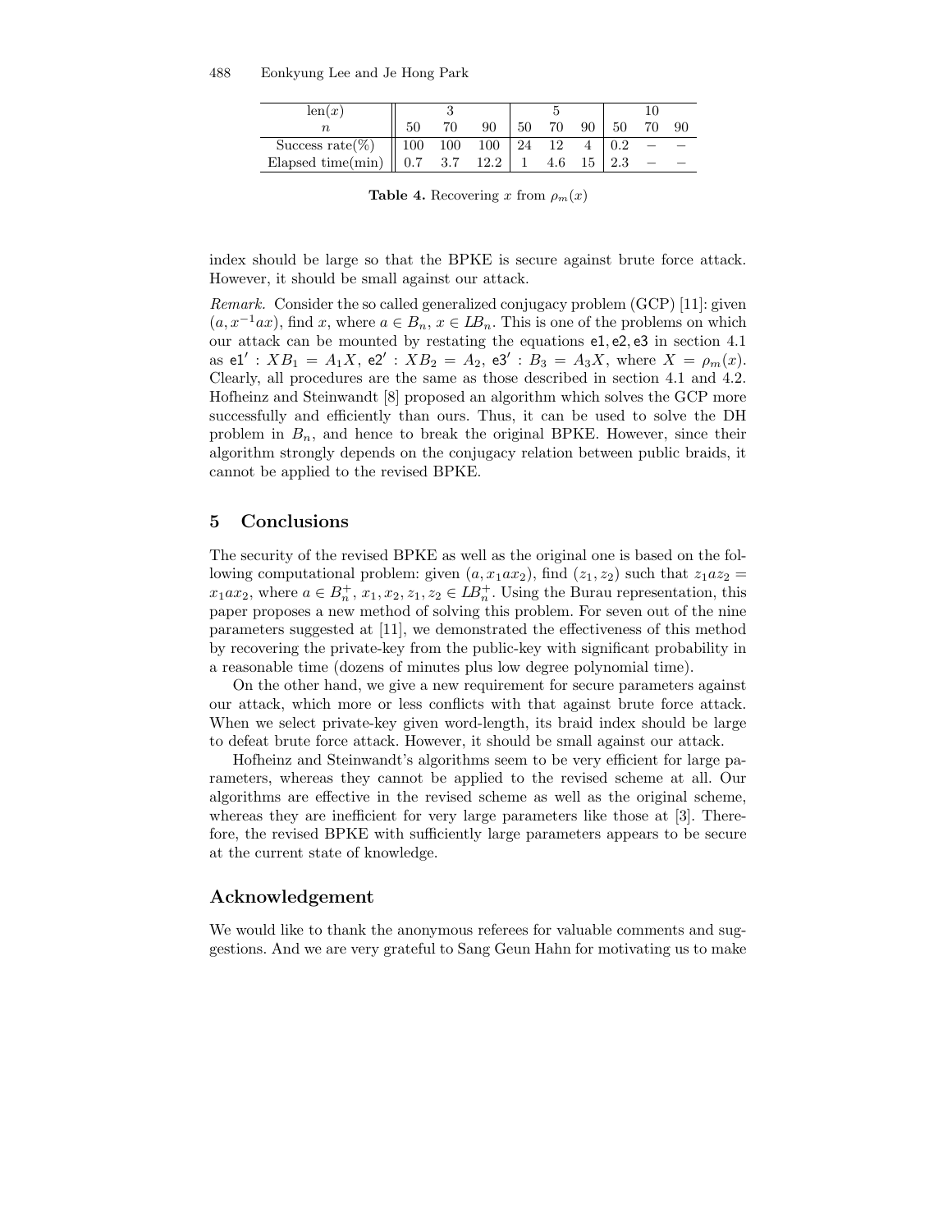| $\text{len}(x)$ | 3 | | | 5 | | | 10 | | |
|---|---|---|---|---|---|---|---|---|---|
| $n$ | 50 | 70 | 90 | 50 | 70 | 90 | 50 | 70 | 90 |
| Success rate(%) | 100 | 100 | 100 | 24 | 12 | 4 | 0.2 | – | – |
| Elapsed time(min) | 0.7 | 3.7 | 12.2 | 1 | 4.6 | 15 | 2.3 | – | – |

**Table 4.** Recovering $x$ from $\rho_m(x)$

index should be large so that the BPKE is secure against brute force attack. However, it should be small against our attack.

*Remark.* Consider the so called generalized conjugacy problem (GCP) [11]: given $(a, x^{-1}ax)$, find $x$, where $a \in B_n$, $x \in LB_n$. This is one of the problems on which our attack can be mounted by restating the equations e1, e2, e3 in section 4.1 as $\mathsf{e1}' : XB_1 = A_1X$, $\mathsf{e2}' : XB_2 = A_2$, $\mathsf{e3}' : B_3 = A_3X$, where $X = \rho_m(x)$. Clearly, all procedures are the same as those described in section 4.1 and 4.2. Hofheinz and Steinwandt [8] proposed an algorithm which solves the GCP more successfully and efficiently than ours. Thus, it can be used to solve the DH problem in $B_n$, and hence to break the original BPKE. However, since their algorithm strongly depends on the conjugacy relation between public braids, it cannot be applied to the revised BPKE.

## 5 Conclusions

The security of the revised BPKE as well as the original one is based on the following computational problem: given $(a, x_1ax_2)$, find $(z_1, z_2)$ such that $z_1az_2 = x_1ax_2$, where $a \in B_n^+$, $x_1, x_2, z_1, z_2 \in LB_n^+$. Using the Burau representation, this paper proposes a new method of solving this problem. For seven out of the nine parameters suggested at [11], we demonstrated the effectiveness of this method by recovering the private-key from the public-key with significant probability in a reasonable time (dozens of minutes plus low degree polynomial time).

On the other hand, we give a new requirement for secure parameters against our attack, which more or less conflicts with that against brute force attack. When we select private-key given word-length, its braid index should be large to defeat brute force attack. However, it should be small against our attack.

Hofheinz and Steinwandt's algorithms seem to be very efficient for large parameters, whereas they cannot be applied to the revised scheme at all. Our algorithms are effective in the revised scheme as well as the original scheme, whereas they are inefficient for very large parameters like those at [3]. Therefore, the revised BPKE with sufficiently large parameters appears to be secure at the current state of knowledge.

## Acknowledgement

We would like to thank the anonymous referees for valuable comments and suggestions. And we are very grateful to Sang Geun Hahn for motivating us to make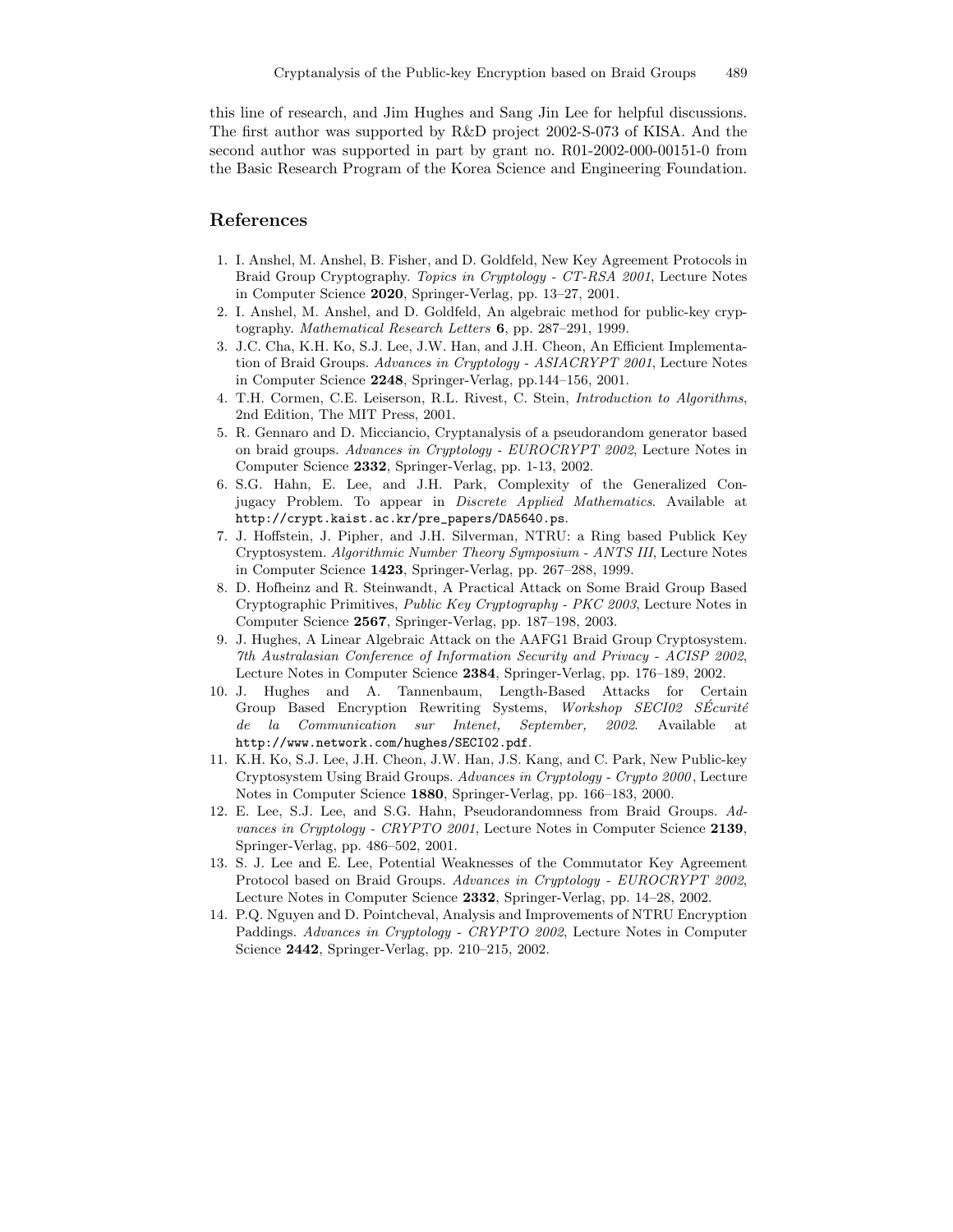this line of research, and Jim Hughes and Sang Jin Lee for helpful discussions. The first author was supported by R&D project 2002-S-073 of KISA. And the second author was supported in part by grant no. R01-2002-000-00151-0 from the Basic Research Program of the Korea Science and Engineering Foundation.

## References

1. I. Anshel, M. Anshel, B. Fisher, and D. Goldfeld, New Key Agreement Protocols in Braid Group Cryptography. *Topics in Cryptology - CT-RSA 2001*, Lecture Notes in Computer Science **2020**, Springer-Verlag, pp. 13–27, 2001.
2. I. Anshel, M. Anshel, and D. Goldfeld, An algebraic method for public-key cryptography. *Mathematical Research Letters* **6**, pp. 287–291, 1999.
3. J.C. Cha, K.H. Ko, S.J. Lee, J.W. Han, and J.H. Cheon, An Efficient Implementation of Braid Groups. *Advances in Cryptology - ASIACRYPT 2001*, Lecture Notes in Computer Science **2248**, Springer-Verlag, pp.144–156, 2001.
4. T.H. Cormen, C.E. Leiserson, R.L. Rivest, C. Stein, *Introduction to Algorithms*, 2nd Edition, The MIT Press, 2001.
5. R. Gennaro and D. Micciancio, Cryptanalysis of a pseudorandom generator based on braid groups. *Advances in Cryptology - EUROCRYPT 2002*, Lecture Notes in Computer Science **2332**, Springer-Verlag, pp. 1-13, 2002.
6. S.G. Hahn, E. Lee, and J.H. Park, Complexity of the Generalized Conjugacy Problem. To appear in *Discrete Applied Mathematics*. Available at `http://crypt.kaist.ac.kr/pre_papers/DA5640.ps`.
7. J. Hoffstein, J. Pipher, and J.H. Silverman, NTRU: a Ring based Publick Key Cryptosystem. *Algorithmic Number Theory Symposium - ANTS III*, Lecture Notes in Computer Science **1423**, Springer-Verlag, pp. 267–288, 1999.
8. D. Hofheinz and R. Steinwandt, A Practical Attack on Some Braid Group Based Cryptographic Primitives, *Public Key Cryptography - PKC 2003*, Lecture Notes in Computer Science **2567**, Springer-Verlag, pp. 187–198, 2003.
9. J. Hughes, A Linear Algebraic Attack on the AAFG1 Braid Group Cryptosystem. *7th Australasian Conference of Information Security and Privacy - ACISP 2002*, Lecture Notes in Computer Science **2384**, Springer-Verlag, pp. 176–189, 2002.
10. J. Hughes and A. Tannenbaum, Length-Based Attacks for Certain Group Based Encryption Rewriting Systems, *Workshop SECI02 SÉcurité de la Communication sur Intenet, September, 2002*. Available at `http://www.network.com/hughes/SECI02.pdf`.
11. K.H. Ko, S.J. Lee, J.H. Cheon, J.W. Han, J.S. Kang, and C. Park, New Public-key Cryptosystem Using Braid Groups. *Advances in Cryptology - Crypto 2000*, Lecture Notes in Computer Science **1880**, Springer-Verlag, pp. 166–183, 2000.
12. E. Lee, S.J. Lee, and S.G. Hahn, Pseudorandomness from Braid Groups. *Advances in Cryptology - CRYPTO 2001*, Lecture Notes in Computer Science **2139**, Springer-Verlag, pp. 486–502, 2001.
13. S. J. Lee and E. Lee, Potential Weaknesses of the Commutator Key Agreement Protocol based on Braid Groups. *Advances in Cryptology - EUROCRYPT 2002*, Lecture Notes in Computer Science **2332**, Springer-Verlag, pp. 14–28, 2002.
14. P.Q. Nguyen and D. Pointcheval, Analysis and Improvements of NTRU Encryption Paddings. *Advances in Cryptology - CRYPTO 2002*, Lecture Notes in Computer Science **2442**, Springer-Verlag, pp. 210–215, 2002.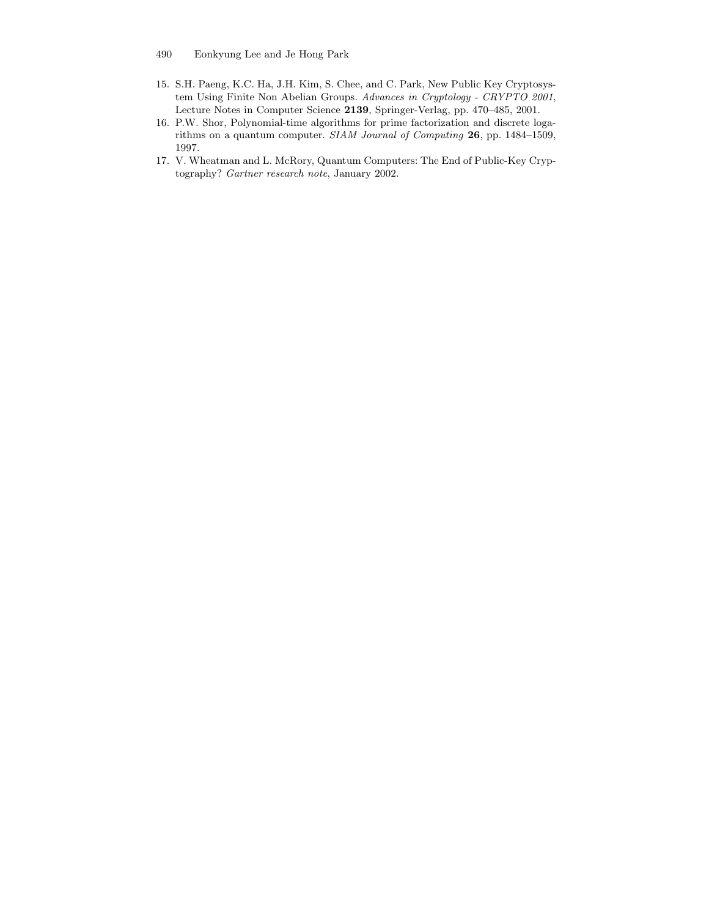15. S.H. Paeng, K.C. Ha, J.H. Kim, S. Chee, and C. Park, New Public Key Cryptosystem Using Finite Non Abelian Groups. *Advances in Cryptology - CRYPTO 2001*, Lecture Notes in Computer Science **2139**, Springer-Verlag, pp. 470–485, 2001.
16. P.W. Shor, Polynomial-time algorithms for prime factorization and discrete logarithms on a quantum computer. *SIAM Journal of Computing* **26**, pp. 1484–1509, 1997.
17. V. Wheatman and L. McRory, Quantum Computers: The End of Public-Key Cryptography? *Gartner research note*, January 2002.